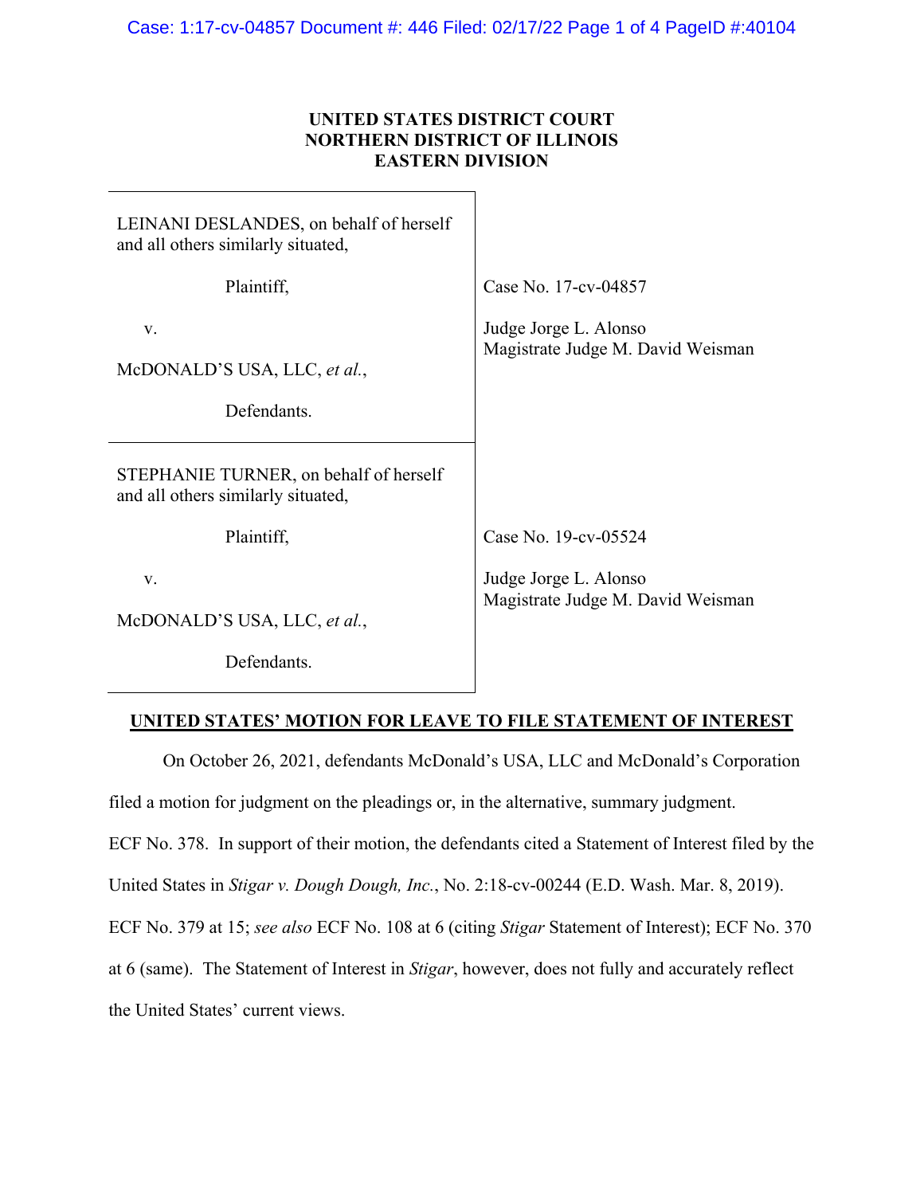**UNITED STATES DISTRICT COURT**
**NORTHERN DISTRICT OF ILLINOIS**
**EASTERN DIVISION**

| | |
|---|---|
| LEINANI DESLANDES, on behalf of herself and all others similarly situated,<br><br>Plaintiff,<br><br>v.<br><br>McDONALD'S USA, LLC, *et al.*,<br><br>Defendants. | Case No. 17-cv-04857<br><br>Judge Jorge L. Alonso<br>Magistrate Judge M. David Weisman |
| STEPHANIE TURNER, on behalf of herself and all others similarly situated,<br><br>Plaintiff,<br><br>v.<br><br>McDONALD'S USA, LLC, *et al.*,<br><br>Defendants. | Case No. 19-cv-05524<br><br>Judge Jorge L. Alonso<br>Magistrate Judge M. David Weisman |

**UNITED STATES' MOTION FOR LEAVE TO FILE STATEMENT OF INTEREST**

On October 26, 2021, defendants McDonald's USA, LLC and McDonald's Corporation filed a motion for judgment on the pleadings or, in the alternative, summary judgment. ECF No. 378. In support of their motion, the defendants cited a Statement of Interest filed by the United States in *Stigar v. Dough Dough, Inc.*, No. 2:18-cv-00244 (E.D. Wash. Mar. 8, 2019). ECF No. 379 at 15; *see also* ECF No. 108 at 6 (citing *Stigar* Statement of Interest); ECF No. 370 at 6 (same). The Statement of Interest in *Stigar*, however, does not fully and accurately reflect the United States' current views.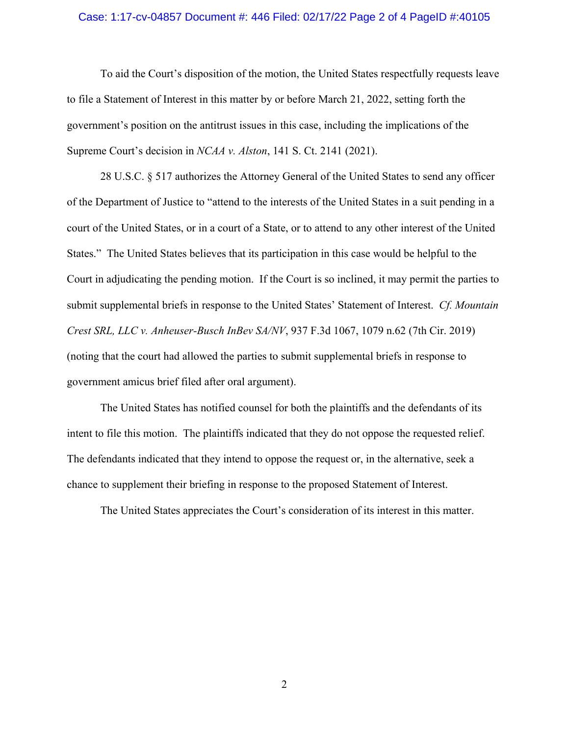To aid the Court's disposition of the motion, the United States respectfully requests leave to file a Statement of Interest in this matter by or before March 21, 2022, setting forth the government's position on the antitrust issues in this case, including the implications of the Supreme Court's decision in *NCAA v. Alston*, 141 S. Ct. 2141 (2021).

28 U.S.C. § 517 authorizes the Attorney General of the United States to send any officer of the Department of Justice to "attend to the interests of the United States in a suit pending in a court of the United States, or in a court of a State, or to attend to any other interest of the United States." The United States believes that its participation in this case would be helpful to the Court in adjudicating the pending motion. If the Court is so inclined, it may permit the parties to submit supplemental briefs in response to the United States' Statement of Interest. *Cf. Mountain Crest SRL, LLC v. Anheuser-Busch InBev SA/NV*, 937 F.3d 1067, 1079 n.62 (7th Cir. 2019) (noting that the court had allowed the parties to submit supplemental briefs in response to government amicus brief filed after oral argument).

The United States has notified counsel for both the plaintiffs and the defendants of its intent to file this motion. The plaintiffs indicated that they do not oppose the requested relief. The defendants indicated that they intend to oppose the request or, in the alternative, seek a chance to supplement their briefing in response to the proposed Statement of Interest.

The United States appreciates the Court's consideration of its interest in this matter.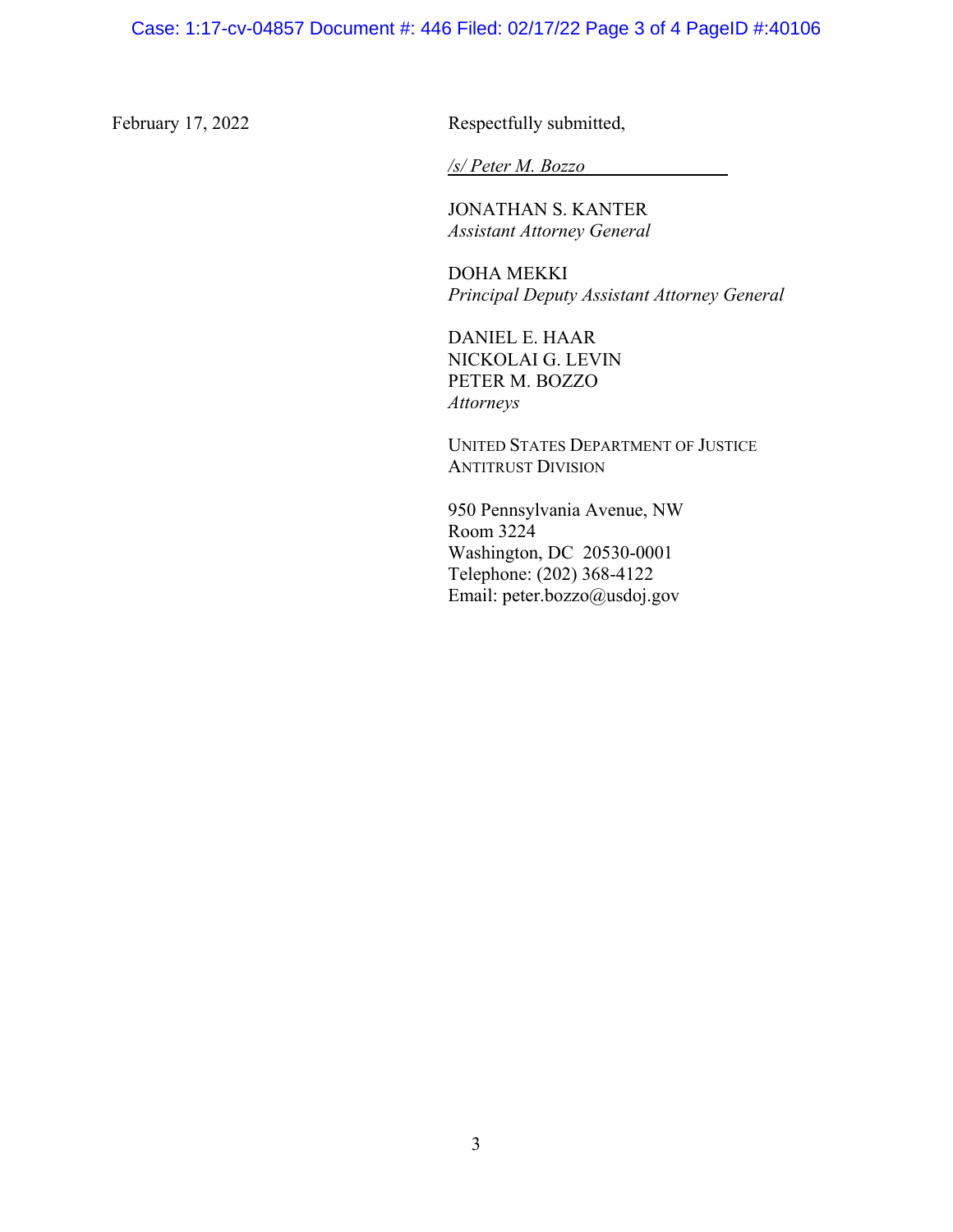February 17, 2022

Respectfully submitted,

*/s/ Peter M. Bozzo*

JONATHAN S. KANTER
*Assistant Attorney General*

DOHA MEKKI
*Principal Deputy Assistant Attorney General*

DANIEL E. HAAR
NICKOLAI G. LEVIN
PETER M. BOZZO
*Attorneys*

UNITED STATES DEPARTMENT OF JUSTICE
ANTITRUST DIVISION

950 Pennsylvania Avenue, NW
Room 3224
Washington, DC 20530-0001
Telephone: (202) 368-4122
Email: peter.bozzo@usdoj.gov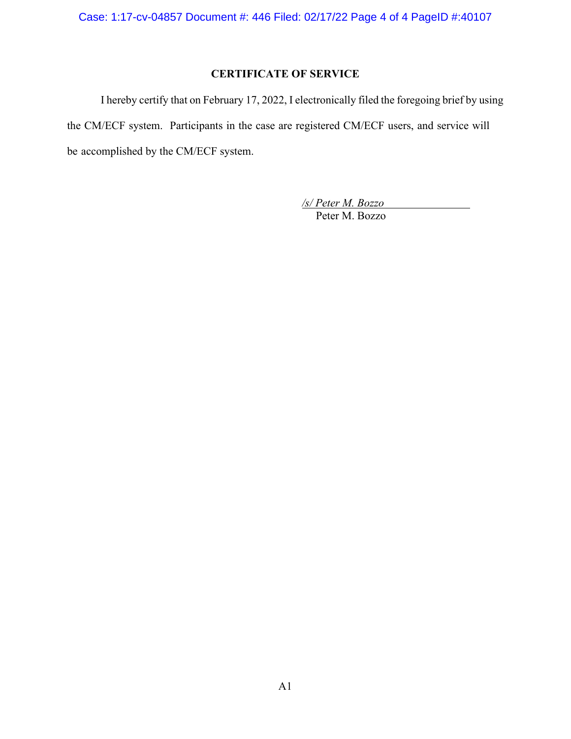## CERTIFICATE OF SERVICE

I hereby certify that on February 17, 2022, I electronically filed the foregoing brief by using the CM/ECF system. Participants in the case are registered CM/ECF users, and service will be accomplished by the CM/ECF system.

*/s/ Peter M. Bozzo*
Peter M. Bozzo